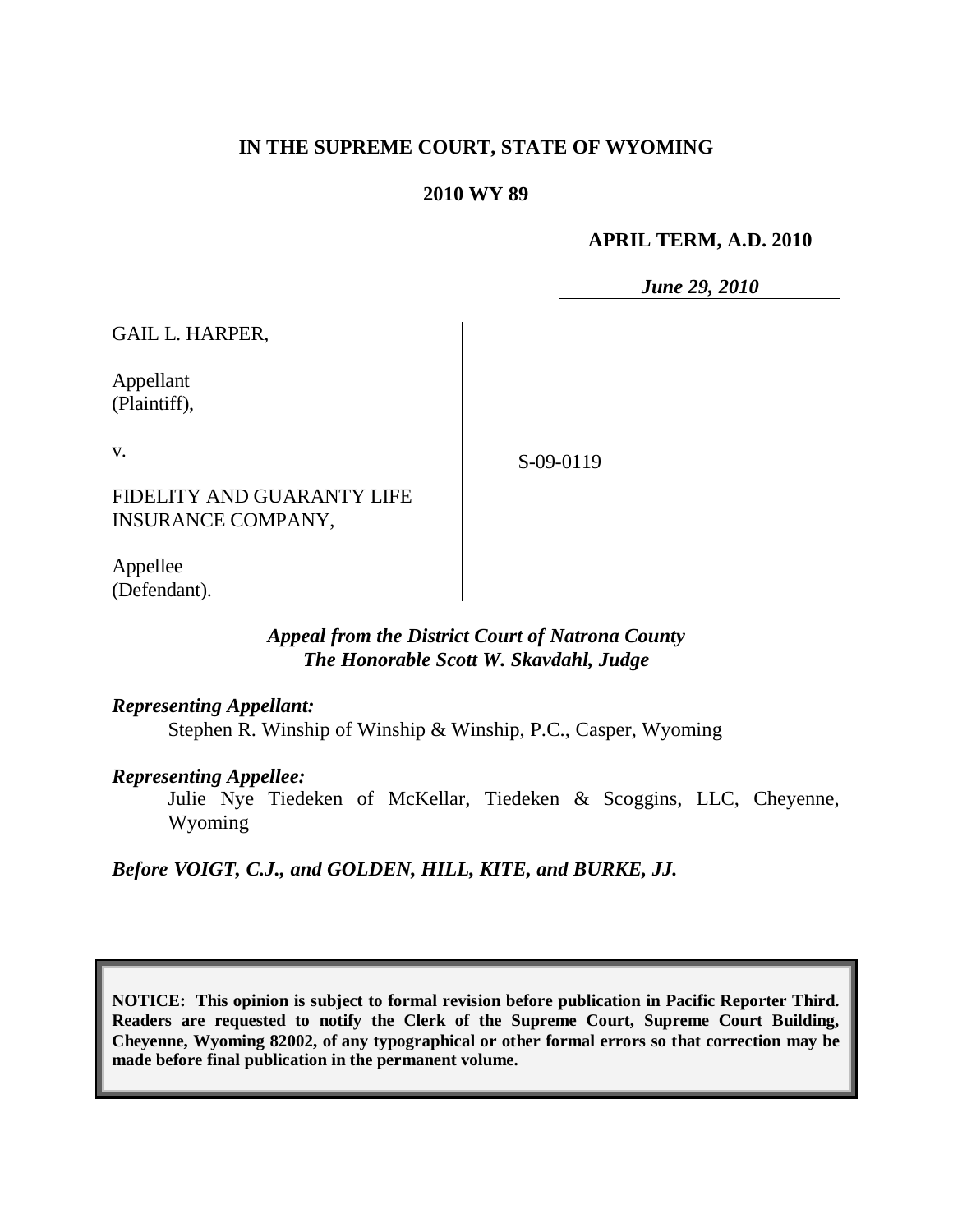**IN THE SUPREME COURT, STATE OF WYOMING**

**2010 WY 89**

**APRIL TERM, A.D. 2010**

***June 29, 2010***

GAIL L. HARPER,

Appellant
(Plaintiff),

v.

FIDELITY AND GUARANTY LIFE INSURANCE COMPANY,

Appellee
(Defendant).

S-09-0119

***Appeal from the District Court of Natrona County***
***The Honorable Scott W. Skavdahl, Judge***

***Representing Appellant:***

Stephen R. Winship of Winship & Winship, P.C., Casper, Wyoming

***Representing Appellee:***

Julie Nye Tiedeken of McKellar, Tiedeken & Scoggins, LLC, Cheyenne, Wyoming

***Before VOIGT, C.J., and GOLDEN, HILL, KITE, and BURKE, JJ.***

**NOTICE: This opinion is subject to formal revision before publication in Pacific Reporter Third. Readers are requested to notify the Clerk of the Supreme Court, Supreme Court Building, Cheyenne, Wyoming 82002, of any typographical or other formal errors so that correction may be made before final publication in the permanent volume.**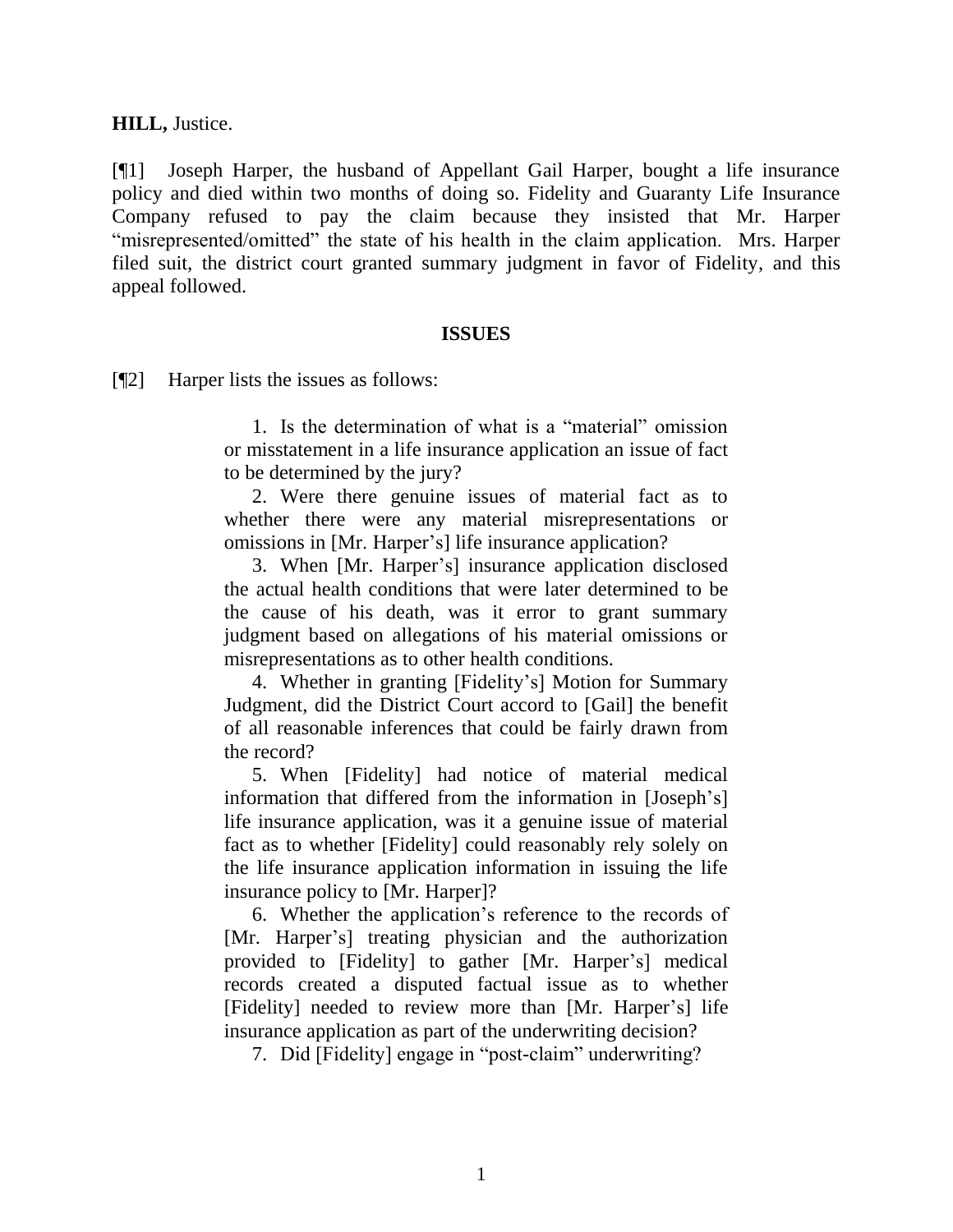**HILL,** Justice.

[¶1] Joseph Harper, the husband of Appellant Gail Harper, bought a life insurance policy and died within two months of doing so. Fidelity and Guaranty Life Insurance Company refused to pay the claim because they insisted that Mr. Harper "misrepresented/omitted" the state of his health in the claim application. Mrs. Harper filed suit, the district court granted summary judgment in favor of Fidelity, and this appeal followed.

## ISSUES

[¶2] Harper lists the issues as follows:

> 1. Is the determination of what is a "material" omission or misstatement in a life insurance application an issue of fact to be determined by the jury?
>
> 2. Were there genuine issues of material fact as to whether there were any material misrepresentations or omissions in [Mr. Harper's] life insurance application?
>
> 3. When [Mr. Harper's] insurance application disclosed the actual health conditions that were later determined to be the cause of his death, was it error to grant summary judgment based on allegations of his material omissions or misrepresentations as to other health conditions.
>
> 4. Whether in granting [Fidelity's] Motion for Summary Judgment, did the District Court accord to [Gail] the benefit of all reasonable inferences that could be fairly drawn from the record?
>
> 5. When [Fidelity] had notice of material medical information that differed from the information in [Joseph's] life insurance application, was it a genuine issue of material fact as to whether [Fidelity] could reasonably rely solely on the life insurance application information in issuing the life insurance policy to [Mr. Harper]?
>
> 6. Whether the application's reference to the records of [Mr. Harper's] treating physician and the authorization provided to [Fidelity] to gather [Mr. Harper's] medical records created a disputed factual issue as to whether [Fidelity] needed to review more than [Mr. Harper's] life insurance application as part of the underwriting decision?
>
> 7. Did [Fidelity] engage in "post-claim" underwriting?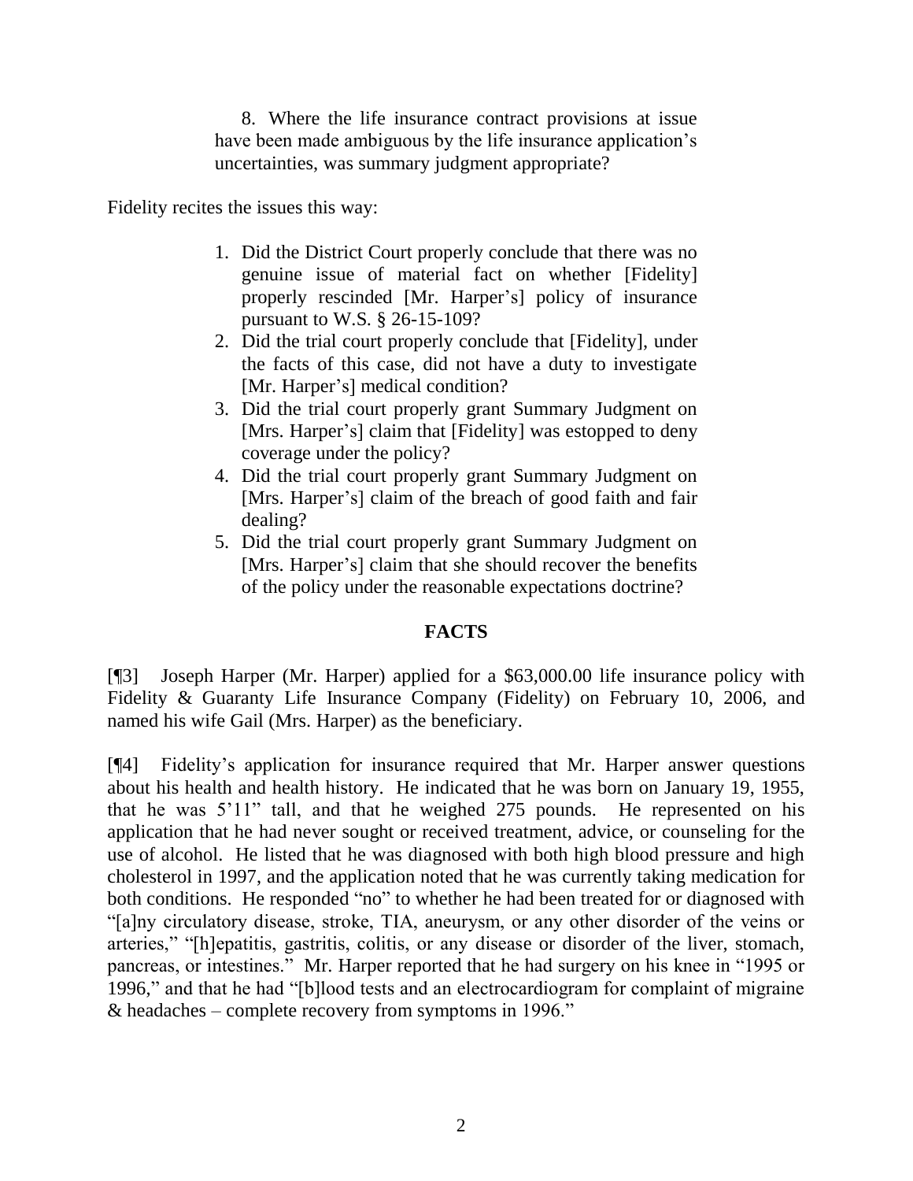8. Where the life insurance contract provisions at issue have been made ambiguous by the life insurance application's uncertainties, was summary judgment appropriate?

Fidelity recites the issues this way:

1. Did the District Court properly conclude that there was no genuine issue of material fact on whether [Fidelity] properly rescinded [Mr. Harper's] policy of insurance pursuant to W.S. § 26-15-109?
2. Did the trial court properly conclude that [Fidelity], under the facts of this case, did not have a duty to investigate [Mr. Harper's] medical condition?
3. Did the trial court properly grant Summary Judgment on [Mrs. Harper's] claim that [Fidelity] was estopped to deny coverage under the policy?
4. Did the trial court properly grant Summary Judgment on [Mrs. Harper's] claim of the breach of good faith and fair dealing?
5. Did the trial court properly grant Summary Judgment on [Mrs. Harper's] claim that she should recover the benefits of the policy under the reasonable expectations doctrine?

## FACTS

[¶3] Joseph Harper (Mr. Harper) applied for a $63,000.00 life insurance policy with Fidelity & Guaranty Life Insurance Company (Fidelity) on February 10, 2006, and named his wife Gail (Mrs. Harper) as the beneficiary.

[¶4] Fidelity's application for insurance required that Mr. Harper answer questions about his health and health history. He indicated that he was born on January 19, 1955, that he was 5'11" tall, and that he weighed 275 pounds. He represented on his application that he had never sought or received treatment, advice, or counseling for the use of alcohol. He listed that he was diagnosed with both high blood pressure and high cholesterol in 1997, and the application noted that he was currently taking medication for both conditions. He responded "no" to whether he had been treated for or diagnosed with "[a]ny circulatory disease, stroke, TIA, aneurysm, or any other disorder of the veins or arteries," "[h]epatitis, gastritis, colitis, or any disease or disorder of the liver, stomach, pancreas, or intestines." Mr. Harper reported that he had surgery on his knee in "1995 or 1996," and that he had "[b]lood tests and an electrocardiogram for complaint of migraine & headaches – complete recovery from symptoms in 1996."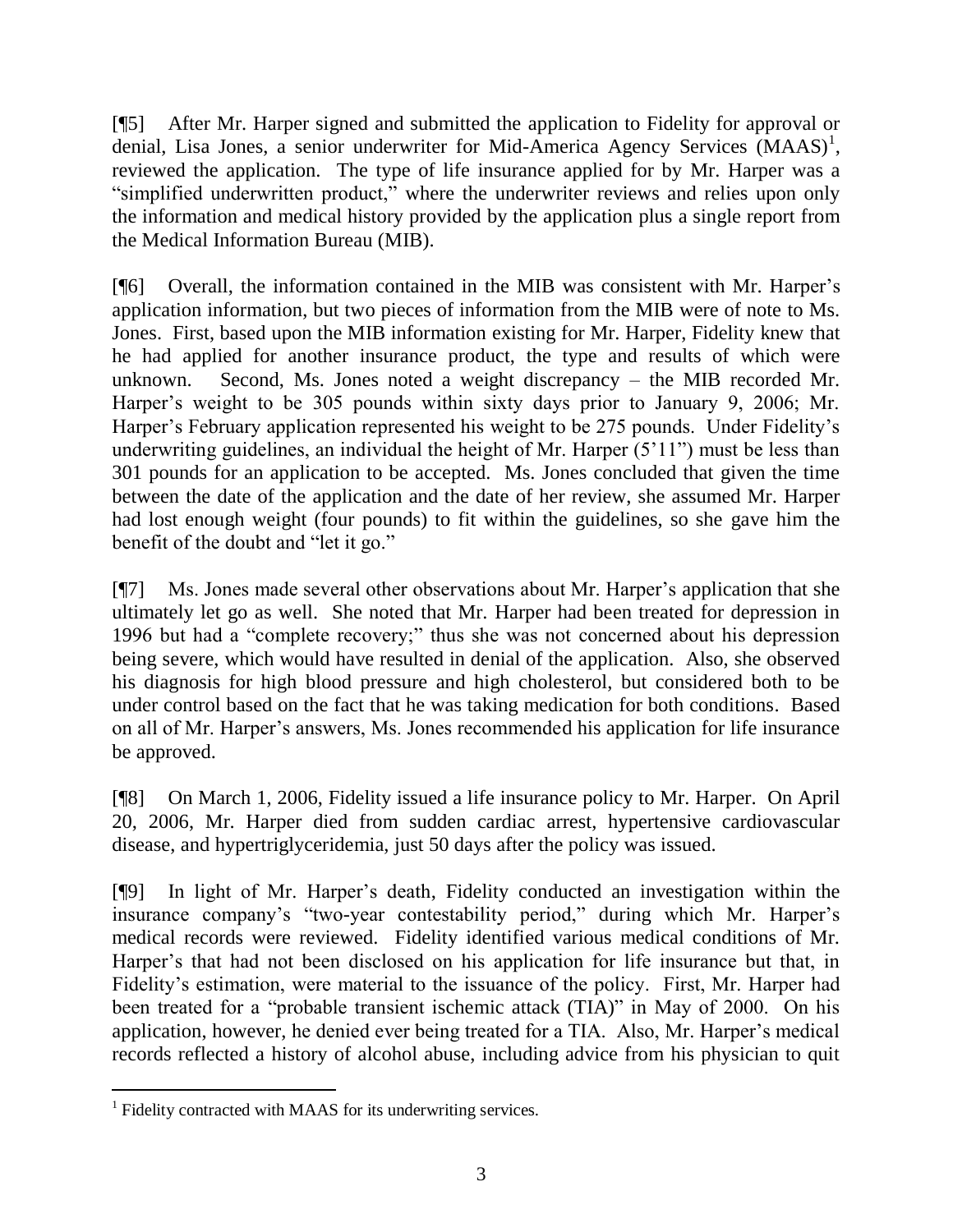[¶5] After Mr. Harper signed and submitted the application to Fidelity for approval or denial, Lisa Jones, a senior underwriter for Mid-America Agency Services (MAAS)[1], reviewed the application. The type of life insurance applied for by Mr. Harper was a "simplified underwritten product," where the underwriter reviews and relies upon only the information and medical history provided by the application plus a single report from the Medical Information Bureau (MIB).

[¶6] Overall, the information contained in the MIB was consistent with Mr. Harper's application information, but two pieces of information from the MIB were of note to Ms. Jones. First, based upon the MIB information existing for Mr. Harper, Fidelity knew that he had applied for another insurance product, the type and results of which were unknown. Second, Ms. Jones noted a weight discrepancy – the MIB recorded Mr. Harper's weight to be 305 pounds within sixty days prior to January 9, 2006; Mr. Harper's February application represented his weight to be 275 pounds. Under Fidelity's underwriting guidelines, an individual the height of Mr. Harper (5'11") must be less than 301 pounds for an application to be accepted. Ms. Jones concluded that given the time between the date of the application and the date of her review, she assumed Mr. Harper had lost enough weight (four pounds) to fit within the guidelines, so she gave him the benefit of the doubt and "let it go."

[¶7] Ms. Jones made several other observations about Mr. Harper's application that she ultimately let go as well. She noted that Mr. Harper had been treated for depression in 1996 but had a "complete recovery;" thus she was not concerned about his depression being severe, which would have resulted in denial of the application. Also, she observed his diagnosis for high blood pressure and high cholesterol, but considered both to be under control based on the fact that he was taking medication for both conditions. Based on all of Mr. Harper's answers, Ms. Jones recommended his application for life insurance be approved.

[¶8] On March 1, 2006, Fidelity issued a life insurance policy to Mr. Harper. On April 20, 2006, Mr. Harper died from sudden cardiac arrest, hypertensive cardiovascular disease, and hypertriglyceridemia, just 50 days after the policy was issued.

[¶9] In light of Mr. Harper's death, Fidelity conducted an investigation within the insurance company's "two-year contestability period," during which Mr. Harper's medical records were reviewed. Fidelity identified various medical conditions of Mr. Harper's that had not been disclosed on his application for life insurance but that, in Fidelity's estimation, were material to the issuance of the policy. First, Mr. Harper had been treated for a "probable transient ischemic attack (TIA)" in May of 2000. On his application, however, he denied ever being treated for a TIA. Also, Mr. Harper's medical records reflected a history of alcohol abuse, including advice from his physician to quit

[1] Fidelity contracted with MAAS for its underwriting services.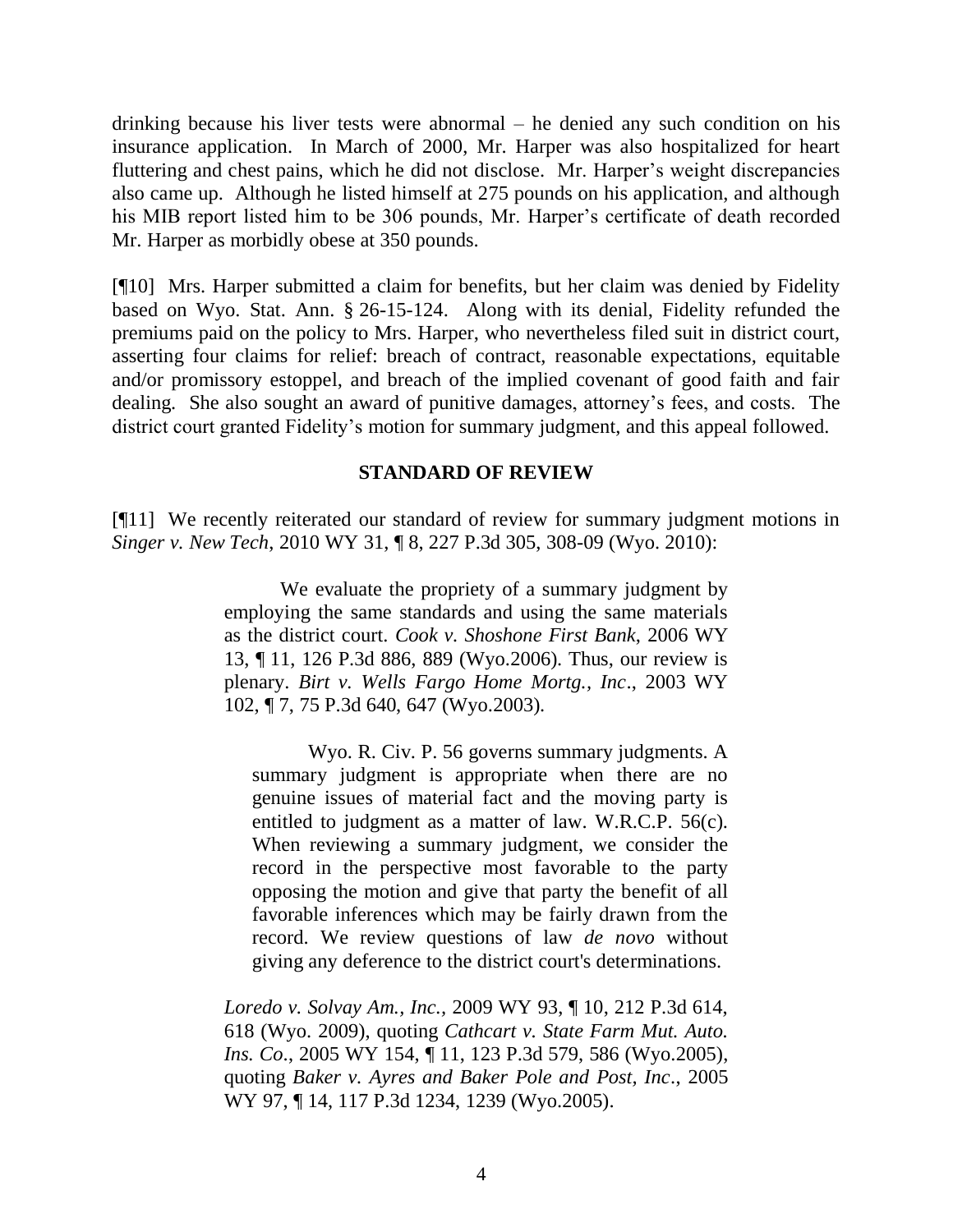drinking because his liver tests were abnormal – he denied any such condition on his insurance application. In March of 2000, Mr. Harper was also hospitalized for heart fluttering and chest pains, which he did not disclose. Mr. Harper's weight discrepancies also came up. Although he listed himself at 275 pounds on his application, and although his MIB report listed him to be 306 pounds, Mr. Harper's certificate of death recorded Mr. Harper as morbidly obese at 350 pounds.

[¶10] Mrs. Harper submitted a claim for benefits, but her claim was denied by Fidelity based on Wyo. Stat. Ann. § 26-15-124. Along with its denial, Fidelity refunded the premiums paid on the policy to Mrs. Harper, who nevertheless filed suit in district court, asserting four claims for relief: breach of contract, reasonable expectations, equitable and/or promissory estoppel, and breach of the implied covenant of good faith and fair dealing. She also sought an award of punitive damages, attorney's fees, and costs. The district court granted Fidelity's motion for summary judgment, and this appeal followed.

## STANDARD OF REVIEW

[¶11] We recently reiterated our standard of review for summary judgment motions in *Singer v. New Tech*, 2010 WY 31, ¶ 8, 227 P.3d 305, 308-09 (Wyo. 2010):

> We evaluate the propriety of a summary judgment by employing the same standards and using the same materials as the district court. *Cook v. Shoshone First Bank*, 2006 WY 13, ¶ 11, 126 P.3d 886, 889 (Wyo.2006). Thus, our review is plenary. *Birt v. Wells Fargo Home Mortg., Inc*., 2003 WY 102, ¶ 7, 75 P.3d 640, 647 (Wyo.2003).
>
> > Wyo. R. Civ. P. 56 governs summary judgments. A summary judgment is appropriate when there are no genuine issues of material fact and the moving party is entitled to judgment as a matter of law. W.R.C.P. 56(c). When reviewing a summary judgment, we consider the record in the perspective most favorable to the party opposing the motion and give that party the benefit of all favorable inferences which may be fairly drawn from the record. We review questions of law *de novo* without giving any deference to the district court's determinations.
>
> *Loredo v. Solvay Am., Inc.*, 2009 WY 93, ¶ 10, 212 P.3d 614, 618 (Wyo. 2009), quoting *Cathcart v. State Farm Mut. Auto. Ins. Co*., 2005 WY 154, ¶ 11, 123 P.3d 579, 586 (Wyo.2005), quoting *Baker v. Ayres and Baker Pole and Post, Inc*., 2005 WY 97, ¶ 14, 117 P.3d 1234, 1239 (Wyo.2005).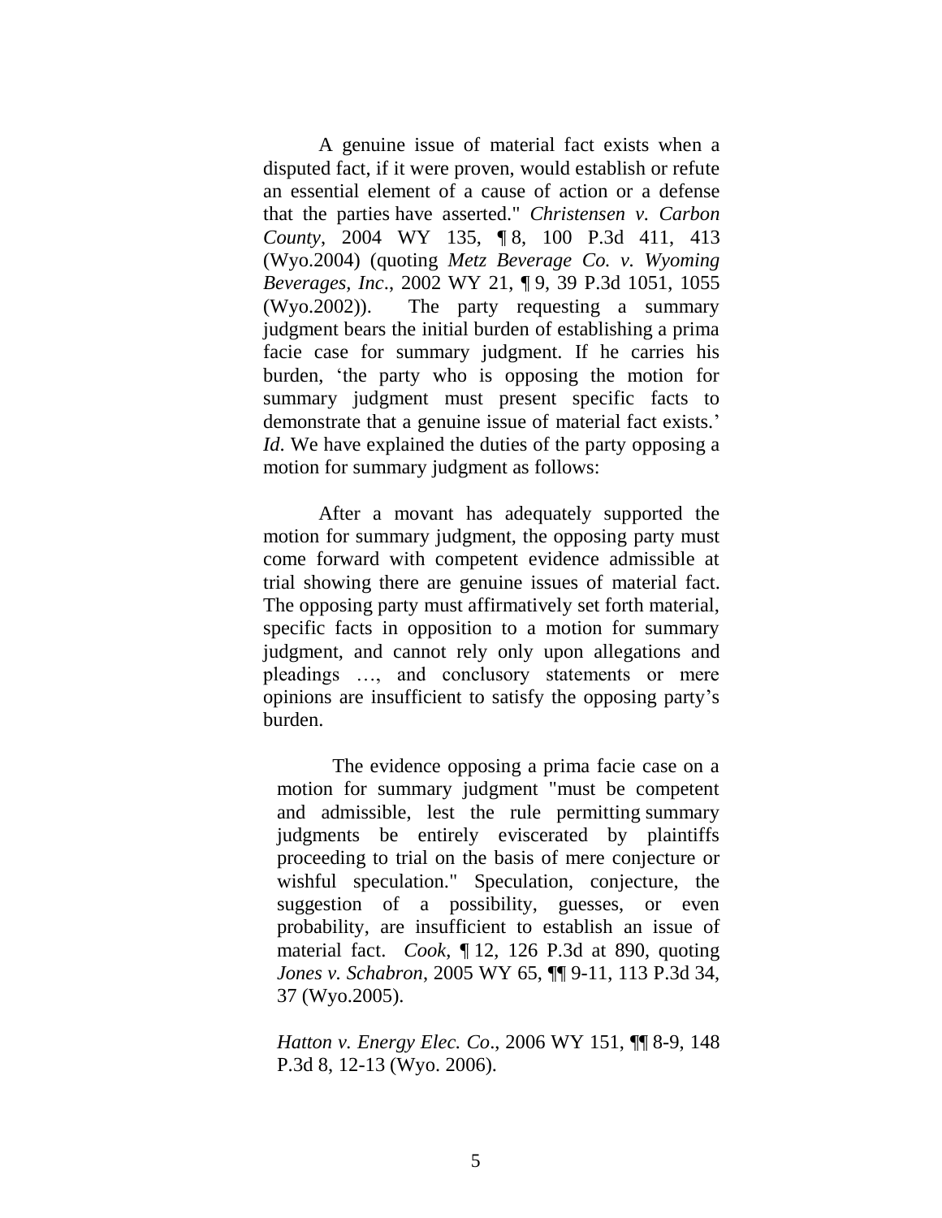A genuine issue of material fact exists when a disputed fact, if it were proven, would establish or refute an essential element of a cause of action or a defense that the parties have asserted." *Christensen v. Carbon County*, 2004 WY 135, ¶ 8, 100 P.3d 411, 413 (Wyo.2004) (quoting *Metz Beverage Co. v. Wyoming Beverages, Inc*., 2002 WY 21, ¶ 9, 39 P.3d 1051, 1055 (Wyo.2002)). The party requesting a summary judgment bears the initial burden of establishing a prima facie case for summary judgment. If he carries his burden, 'the party who is opposing the motion for summary judgment must present specific facts to demonstrate that a genuine issue of material fact exists.' *Id*. We have explained the duties of the party opposing a motion for summary judgment as follows:

> After a movant has adequately supported the motion for summary judgment, the opposing party must come forward with competent evidence admissible at trial showing there are genuine issues of material fact. The opposing party must affirmatively set forth material, specific facts in opposition to a motion for summary judgment, and cannot rely only upon allegations and pleadings …, and conclusory statements or mere opinions are insufficient to satisfy the opposing party's burden.
>
> The evidence opposing a prima facie case on a motion for summary judgment "must be competent and admissible, lest the rule permitting summary judgments be entirely eviscerated by plaintiffs proceeding to trial on the basis of mere conjecture or wishful speculation." Speculation, conjecture, the suggestion of a possibility, guesses, or even probability, are insufficient to establish an issue of material fact. *Cook*, ¶ 12, 126 P.3d at 890, quoting *Jones v. Schabron*, 2005 WY 65, ¶¶ 9-11, 113 P.3d 34, 37 (Wyo.2005).
>
> *Hatton v. Energy Elec. Co*., 2006 WY 151, ¶¶ 8-9, 148 P.3d 8, 12-13 (Wyo. 2006).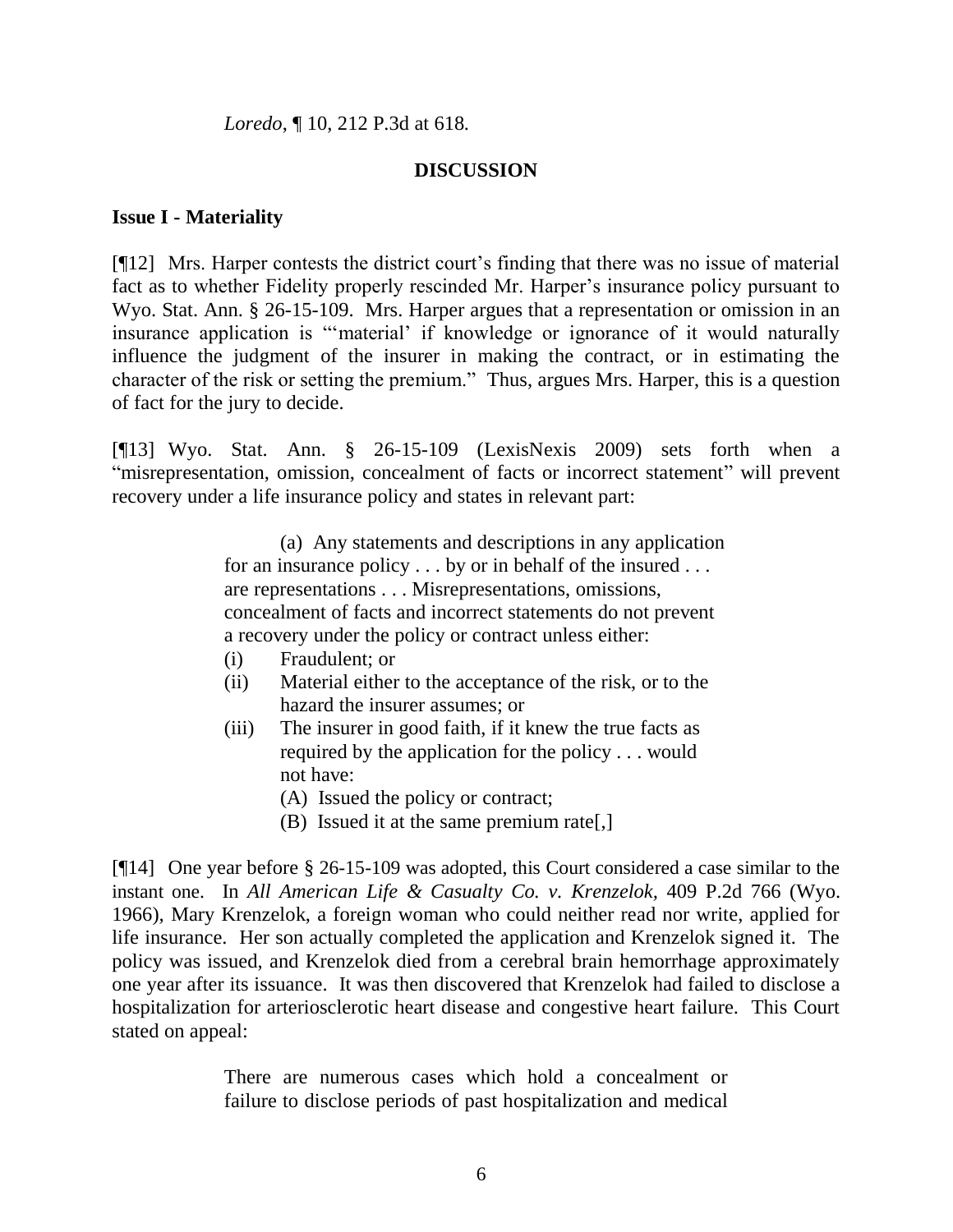*Loredo*, ¶ 10, 212 P.3d at 618.

## DISCUSSION

### Issue I - Materiality

[¶12] Mrs. Harper contests the district court's finding that there was no issue of material fact as to whether Fidelity properly rescinded Mr. Harper's insurance policy pursuant to Wyo. Stat. Ann. § 26-15-109. Mrs. Harper argues that a representation or omission in an insurance application is "'material' if knowledge or ignorance of it would naturally influence the judgment of the insurer in making the contract, or in estimating the character of the risk or setting the premium." Thus, argues Mrs. Harper, this is a question of fact for the jury to decide.

[¶13] Wyo. Stat. Ann. § 26-15-109 (LexisNexis 2009) sets forth when a "misrepresentation, omission, concealment of facts or incorrect statement" will prevent recovery under a life insurance policy and states in relevant part:

> (a) Any statements and descriptions in any application for an insurance policy . . . by or in behalf of the insured . . . are representations . . . Misrepresentations, omissions, concealment of facts and incorrect statements do not prevent a recovery under the policy or contract unless either:
>
> (i) Fraudulent; or
>
> (ii) Material either to the acceptance of the risk, or to the hazard the insurer assumes; or
>
> (iii) The insurer in good faith, if it knew the true facts as required by the application for the policy . . . would not have:
>
> (A) Issued the policy or contract;
>
> (B) Issued it at the same premium rate[,]

[¶14] One year before § 26-15-109 was adopted, this Court considered a case similar to the instant one. In *All American Life & Casualty Co. v. Krenzelok*, 409 P.2d 766 (Wyo. 1966), Mary Krenzelok, a foreign woman who could neither read nor write, applied for life insurance. Her son actually completed the application and Krenzelok signed it. The policy was issued, and Krenzelok died from a cerebral brain hemorrhage approximately one year after its issuance. It was then discovered that Krenzelok had failed to disclose a hospitalization for arteriosclerotic heart disease and congestive heart failure. This Court stated on appeal:

> There are numerous cases which hold a concealment or failure to disclose periods of past hospitalization and medical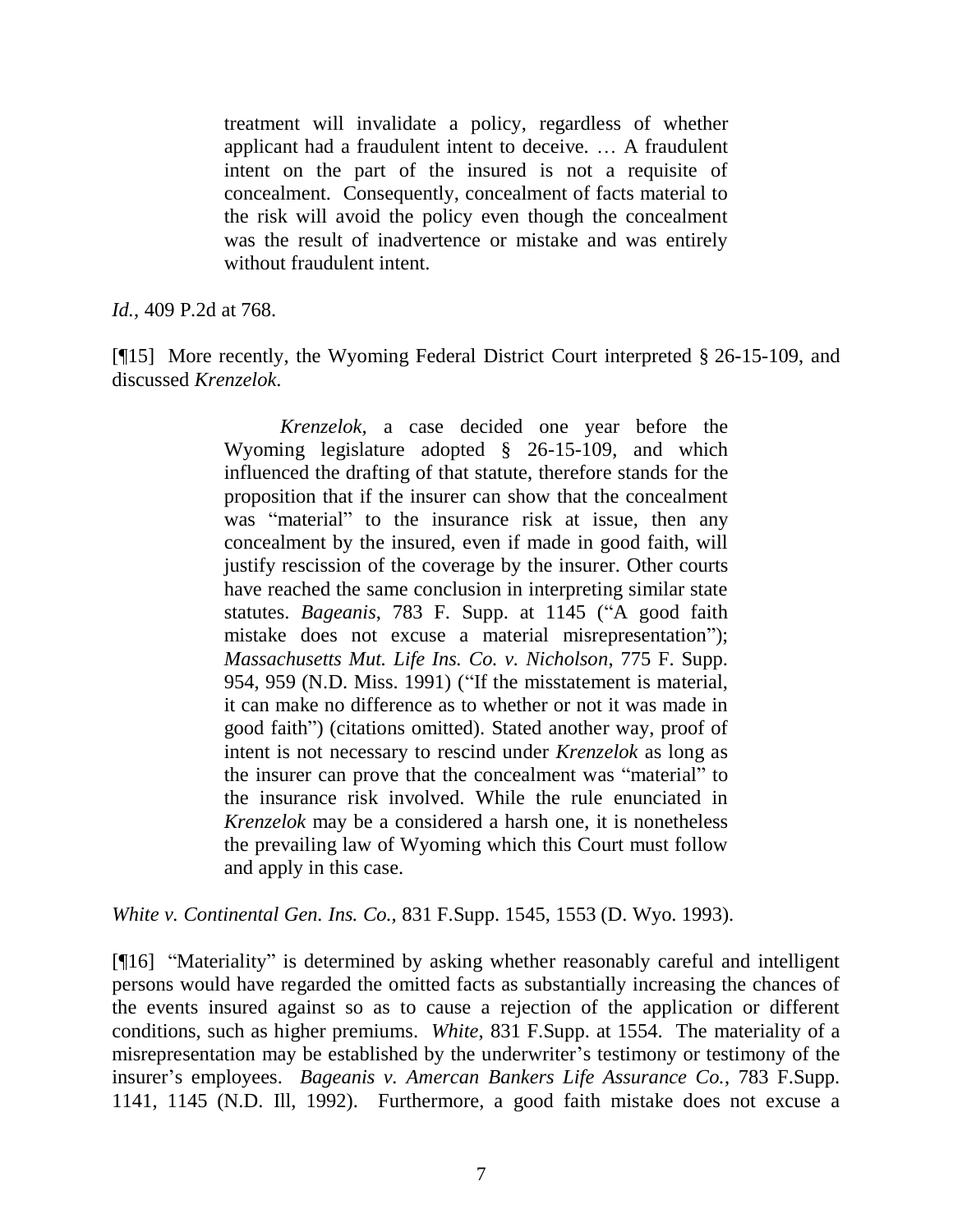> treatment will invalidate a policy, regardless of whether applicant had a fraudulent intent to deceive. … A fraudulent intent on the part of the insured is not a requisite of concealment. Consequently, concealment of facts material to the risk will avoid the policy even though the concealment was the result of inadvertence or mistake and was entirely without fraudulent intent.

*Id.*, 409 P.2d at 768.

[¶15] More recently, the Wyoming Federal District Court interpreted § 26-15-109, and discussed *Krenzelok.*

> *Krenzelok,* a case decided one year before the Wyoming legislature adopted § 26-15-109, and which influenced the drafting of that statute, therefore stands for the proposition that if the insurer can show that the concealment was "material" to the insurance risk at issue, then any concealment by the insured, even if made in good faith, will justify rescission of the coverage by the insurer. Other courts have reached the same conclusion in interpreting similar state statutes. *Bageanis*, 783 F. Supp. at 1145 ("A good faith mistake does not excuse a material misrepresentation"); *Massachusetts Mut. Life Ins. Co. v. Nicholson*, 775 F. Supp. 954, 959 (N.D. Miss. 1991) ("If the misstatement is material, it can make no difference as to whether or not it was made in good faith") (citations omitted). Stated another way, proof of intent is not necessary to rescind under *Krenzelok* as long as the insurer can prove that the concealment was "material" to the insurance risk involved. While the rule enunciated in *Krenzelok* may be a considered a harsh one, it is nonetheless the prevailing law of Wyoming which this Court must follow and apply in this case.

*White v. Continental Gen. Ins. Co.,* 831 F.Supp. 1545, 1553 (D. Wyo. 1993).

[¶16] "Materiality" is determined by asking whether reasonably careful and intelligent persons would have regarded the omitted facts as substantially increasing the chances of the events insured against so as to cause a rejection of the application or different conditions, such as higher premiums. *White*, 831 F.Supp. at 1554. The materiality of a misrepresentation may be established by the underwriter's testimony or testimony of the insurer's employees. *Bageanis v. Amercan Bankers Life Assurance Co.*, 783 F.Supp. 1141, 1145 (N.D. Ill, 1992). Furthermore, a good faith mistake does not excuse a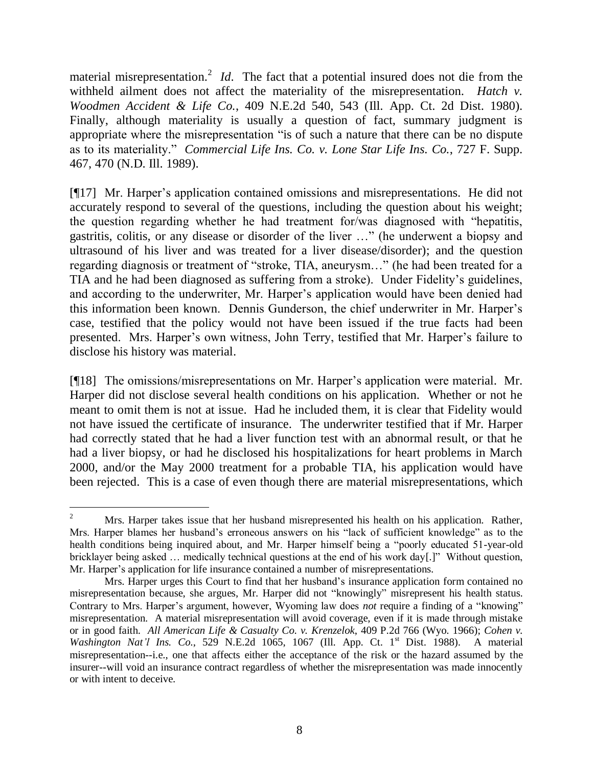material misrepresentation.[2] *Id*. The fact that a potential insured does not die from the withheld ailment does not affect the materiality of the misrepresentation. *Hatch v. Woodmen Accident & Life Co.*, 409 N.E.2d 540, 543 (Ill. App. Ct. 2d Dist. 1980). Finally, although materiality is usually a question of fact, summary judgment is appropriate where the misrepresentation "is of such a nature that there can be no dispute as to its materiality." *Commercial Life Ins. Co. v. Lone Star Life Ins. Co.*, 727 F. Supp. 467, 470 (N.D. Ill. 1989).

[¶17] Mr. Harper's application contained omissions and misrepresentations. He did not accurately respond to several of the questions, including the question about his weight; the question regarding whether he had treatment for/was diagnosed with "hepatitis, gastritis, colitis, or any disease or disorder of the liver …" (he underwent a biopsy and ultrasound of his liver and was treated for a liver disease/disorder); and the question regarding diagnosis or treatment of "stroke, TIA, aneurysm…" (he had been treated for a TIA and he had been diagnosed as suffering from a stroke). Under Fidelity's guidelines, and according to the underwriter, Mr. Harper's application would have been denied had this information been known. Dennis Gunderson, the chief underwriter in Mr. Harper's case, testified that the policy would not have been issued if the true facts had been presented. Mrs. Harper's own witness, John Terry, testified that Mr. Harper's failure to disclose his history was material.

[¶18] The omissions/misrepresentations on Mr. Harper's application were material. Mr. Harper did not disclose several health conditions on his application. Whether or not he meant to omit them is not at issue. Had he included them, it is clear that Fidelity would not have issued the certificate of insurance. The underwriter testified that if Mr. Harper had correctly stated that he had a liver function test with an abnormal result, or that he had a liver biopsy, or had he disclosed his hospitalizations for heart problems in March 2000, and/or the May 2000 treatment for a probable TIA, his application would have been rejected. This is a case of even though there are material misrepresentations, which

---

[2] Mrs. Harper takes issue that her husband misrepresented his health on his application. Rather, Mrs. Harper blames her husband's erroneous answers on his "lack of sufficient knowledge" as to the health conditions being inquired about, and Mr. Harper himself being a "poorly educated 51-year-old bricklayer being asked … medically technical questions at the end of his work day[.]" Without question, Mr. Harper's application for life insurance contained a number of misrepresentations.

Mrs. Harper urges this Court to find that her husband's insurance application form contained no misrepresentation because, she argues, Mr. Harper did not "knowingly" misrepresent his health status. Contrary to Mrs. Harper's argument, however, Wyoming law does *not* require a finding of a "knowing" misrepresentation. A material misrepresentation will avoid coverage, even if it is made through mistake or in good faith. *All American Life & Casualty Co. v. Krenzelok*, 409 P.2d 766 (Wyo. 1966); *Cohen v. Washington Nat'l Ins. Co.*, 529 N.E.2d 1065, 1067 (Ill. App. Ct. 1st Dist. 1988). A material misrepresentation--i.e., one that affects either the acceptance of the risk or the hazard assumed by the insurer--will void an insurance contract regardless of whether the misrepresentation was made innocently or with intent to deceive.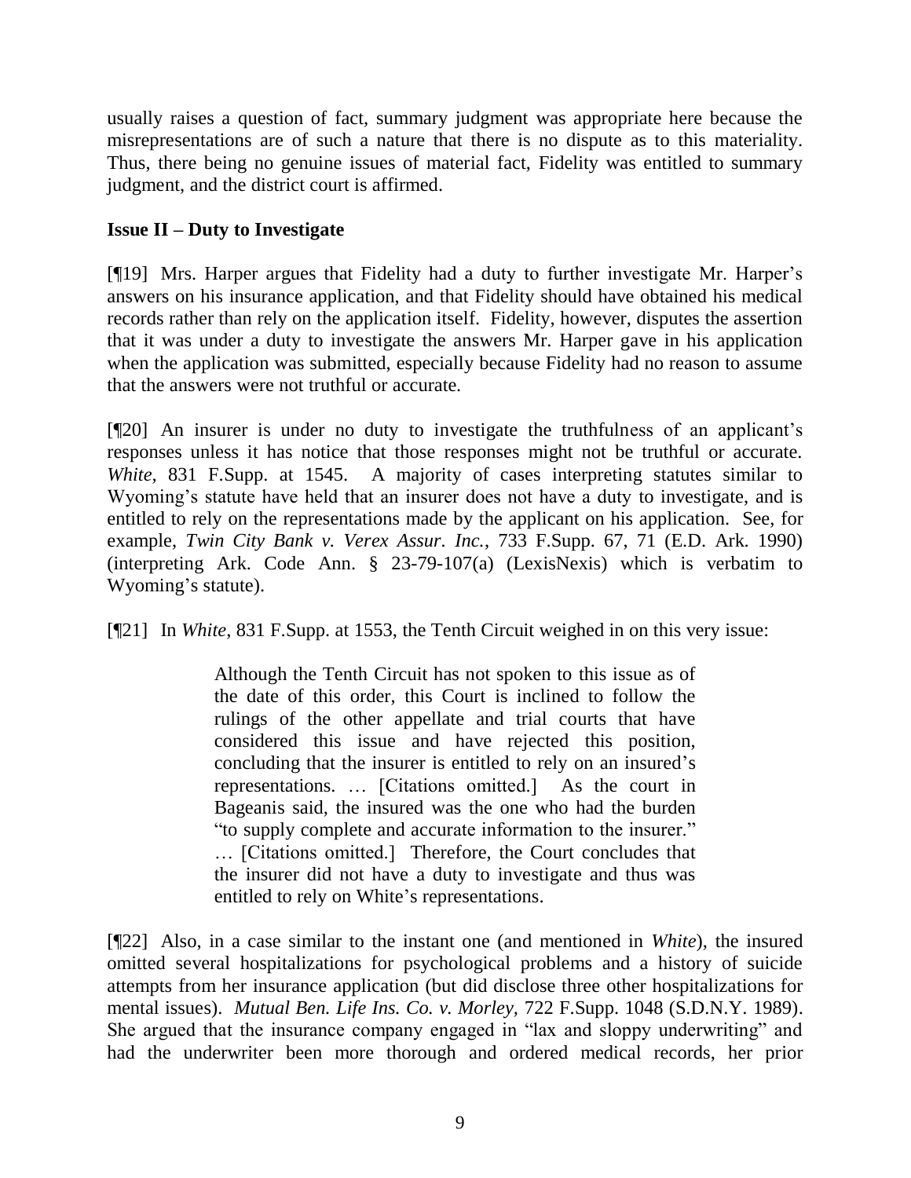usually raises a question of fact, summary judgment was appropriate here because the misrepresentations are of such a nature that there is no dispute as to this materiality. Thus, there being no genuine issues of material fact, Fidelity was entitled to summary judgment, and the district court is affirmed.

**Issue II – Duty to Investigate**

[¶19] Mrs. Harper argues that Fidelity had a duty to further investigate Mr. Harper's answers on his insurance application, and that Fidelity should have obtained his medical records rather than rely on the application itself. Fidelity, however, disputes the assertion that it was under a duty to investigate the answers Mr. Harper gave in his application when the application was submitted, especially because Fidelity had no reason to assume that the answers were not truthful or accurate.

[¶20] An insurer is under no duty to investigate the truthfulness of an applicant's responses unless it has notice that those responses might not be truthful or accurate. *White*, 831 F.Supp. at 1545. A majority of cases interpreting statutes similar to Wyoming's statute have held that an insurer does not have a duty to investigate, and is entitled to rely on the representations made by the applicant on his application. See, for example, *Twin City Bank v. Verex Assur. Inc.*, 733 F.Supp. 67, 71 (E.D. Ark. 1990) (interpreting Ark. Code Ann. § 23-79-107(a) (LexisNexis) which is verbatim to Wyoming's statute).

[¶21] In *White*, 831 F.Supp. at 1553, the Tenth Circuit weighed in on this very issue:

> Although the Tenth Circuit has not spoken to this issue as of the date of this order, this Court is inclined to follow the rulings of the other appellate and trial courts that have considered this issue and have rejected this position, concluding that the insurer is entitled to rely on an insured's representations. … [Citations omitted.] As the court in Bageanis said, the insured was the one who had the burden "to supply complete and accurate information to the insurer." … [Citations omitted.] Therefore, the Court concludes that the insurer did not have a duty to investigate and thus was entitled to rely on White's representations.

[¶22] Also, in a case similar to the instant one (and mentioned in *White*), the insured omitted several hospitalizations for psychological problems and a history of suicide attempts from her insurance application (but did disclose three other hospitalizations for mental issues). *Mutual Ben. Life Ins. Co. v. Morley*, 722 F.Supp. 1048 (S.D.N.Y. 1989). She argued that the insurance company engaged in "lax and sloppy underwriting" and had the underwriter been more thorough and ordered medical records, her prior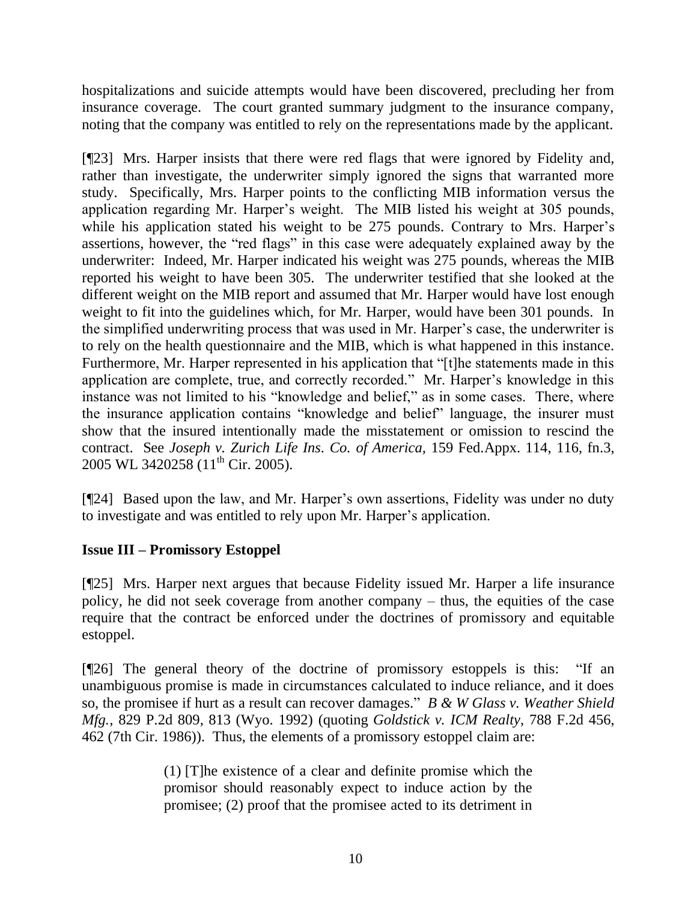hospitalizations and suicide attempts would have been discovered, precluding her from insurance coverage. The court granted summary judgment to the insurance company, noting that the company was entitled to rely on the representations made by the applicant.

[¶23] Mrs. Harper insists that there were red flags that were ignored by Fidelity and, rather than investigate, the underwriter simply ignored the signs that warranted more study. Specifically, Mrs. Harper points to the conflicting MIB information versus the application regarding Mr. Harper's weight. The MIB listed his weight at 305 pounds, while his application stated his weight to be 275 pounds. Contrary to Mrs. Harper's assertions, however, the "red flags" in this case were adequately explained away by the underwriter: Indeed, Mr. Harper indicated his weight was 275 pounds, whereas the MIB reported his weight to have been 305. The underwriter testified that she looked at the different weight on the MIB report and assumed that Mr. Harper would have lost enough weight to fit into the guidelines which, for Mr. Harper, would have been 301 pounds. In the simplified underwriting process that was used in Mr. Harper's case, the underwriter is to rely on the health questionnaire and the MIB, which is what happened in this instance. Furthermore, Mr. Harper represented in his application that "[t]he statements made in this application are complete, true, and correctly recorded." Mr. Harper's knowledge in this instance was not limited to his "knowledge and belief," as in some cases. There, where the insurance application contains "knowledge and belief" language, the insurer must show that the insured intentionally made the misstatement or omission to rescind the contract. See *Joseph v. Zurich Life Ins. Co. of America,* 159 Fed.Appx. 114, 116, fn.3, 2005 WL 3420258 (11th Cir. 2005).

[¶24] Based upon the law, and Mr. Harper's own assertions, Fidelity was under no duty to investigate and was entitled to rely upon Mr. Harper's application.

**Issue III – Promissory Estoppel**

[¶25] Mrs. Harper next argues that because Fidelity issued Mr. Harper a life insurance policy, he did not seek coverage from another company – thus, the equities of the case require that the contract be enforced under the doctrines of promissory and equitable estoppel.

[¶26] The general theory of the doctrine of promissory estoppels is this: "If an unambiguous promise is made in circumstances calculated to induce reliance, and it does so, the promisee if hurt as a result can recover damages." *B & W Glass v. Weather Shield Mfg.,* 829 P.2d 809, 813 (Wyo. 1992) (quoting *Goldstick v. ICM Realty*, 788 F.2d 456, 462 (7th Cir. 1986)). Thus, the elements of a promissory estoppel claim are:

> (1) [T]he existence of a clear and definite promise which the promisor should reasonably expect to induce action by the promisee; (2) proof that the promisee acted to its detriment in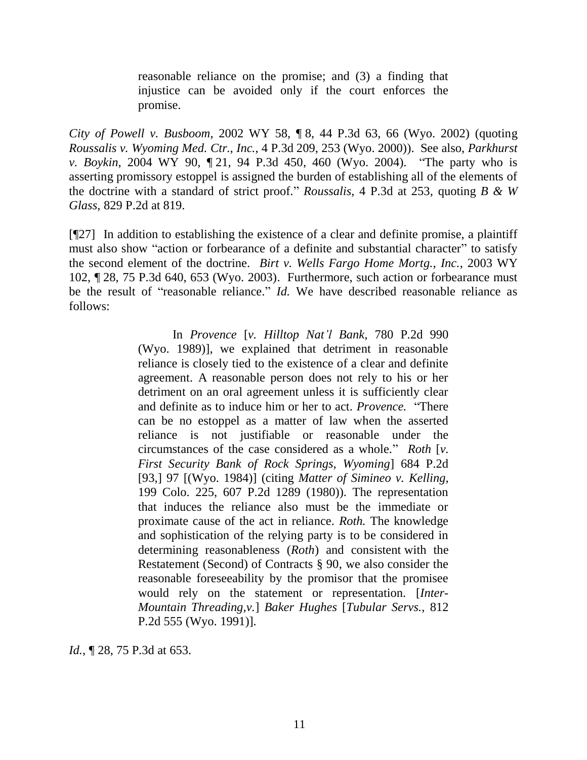> reasonable reliance on the promise; and (3) a finding that injustice can be avoided only if the court enforces the promise.

*City of Powell v. Busboom*, 2002 WY 58, ¶ 8, 44 P.3d 63, 66 (Wyo. 2002) (quoting *Roussalis v. Wyoming Med. Ctr., Inc.*, 4 P.3d 209, 253 (Wyo. 2000)). See also, *Parkhurst v. Boykin*, 2004 WY 90, ¶ 21, 94 P.3d 450, 460 (Wyo. 2004). "The party who is asserting promissory estoppel is assigned the burden of establishing all of the elements of the doctrine with a standard of strict proof." *Roussalis*, 4 P.3d at 253, quoting *B & W Glass*, 829 P.2d at 819.

[¶27] In addition to establishing the existence of a clear and definite promise, a plaintiff must also show "action or forbearance of a definite and substantial character" to satisfy the second element of the doctrine. *Birt v. Wells Fargo Home Mortg., Inc.*, 2003 WY 102, ¶ 28, 75 P.3d 640, 653 (Wyo. 2003). Furthermore, such action or forbearance must be the result of "reasonable reliance." *Id.* We have described reasonable reliance as follows:

> In *Provence* [*v. Hilltop Nat'l Bank*, 780 P.2d 990 (Wyo. 1989)], we explained that detriment in reasonable reliance is closely tied to the existence of a clear and definite agreement. A reasonable person does not rely to his or her detriment on an oral agreement unless it is sufficiently clear and definite as to induce him or her to act. *Provence.* "There can be no estoppel as a matter of law when the asserted reliance is not justifiable or reasonable under the circumstances of the case considered as a whole." *Roth* [*v. First Security Bank of Rock Springs, Wyoming*] 684 P.2d [93,] 97 [(Wyo. 1984)] (citing *Matter of Simineo v. Kelling*, 199 Colo. 225, 607 P.2d 1289 (1980)). The representation that induces the reliance also must be the immediate or proximate cause of the act in reliance. *Roth.* The knowledge and sophistication of the relying party is to be considered in determining reasonableness (*Roth*) and consistent with the Restatement (Second) of Contracts § 90, we also consider the reasonable foreseeability by the promisor that the promisee would rely on the statement or representation. [*Inter-Mountain Threading,v.*] *Baker Hughes* [*Tubular Servs.*, 812 P.2d 555 (Wyo. 1991)].

*Id.*, ¶ 28, 75 P.3d at 653.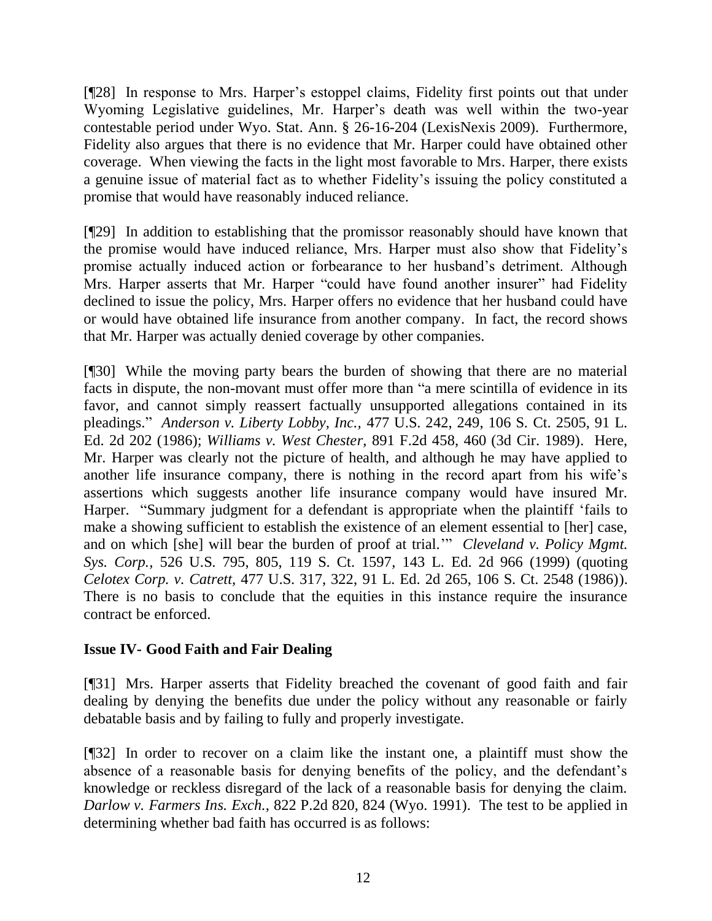[¶28] In response to Mrs. Harper's estoppel claims, Fidelity first points out that under Wyoming Legislative guidelines, Mr. Harper's death was well within the two-year contestable period under Wyo. Stat. Ann. § 26-16-204 (LexisNexis 2009). Furthermore, Fidelity also argues that there is no evidence that Mr. Harper could have obtained other coverage. When viewing the facts in the light most favorable to Mrs. Harper, there exists a genuine issue of material fact as to whether Fidelity's issuing the policy constituted a promise that would have reasonably induced reliance.

[¶29] In addition to establishing that the promissor reasonably should have known that the promise would have induced reliance, Mrs. Harper must also show that Fidelity's promise actually induced action or forbearance to her husband's detriment. Although Mrs. Harper asserts that Mr. Harper "could have found another insurer" had Fidelity declined to issue the policy, Mrs. Harper offers no evidence that her husband could have or would have obtained life insurance from another company. In fact, the record shows that Mr. Harper was actually denied coverage by other companies.

[¶30] While the moving party bears the burden of showing that there are no material facts in dispute, the non-movant must offer more than "a mere scintilla of evidence in its favor, and cannot simply reassert factually unsupported allegations contained in its pleadings." *Anderson v. Liberty Lobby, Inc.*, 477 U.S. 242, 249, 106 S. Ct. 2505, 91 L. Ed. 2d 202 (1986); *Williams v. West Chester*, 891 F.2d 458, 460 (3d Cir. 1989). Here, Mr. Harper was clearly not the picture of health, and although he may have applied to another life insurance company, there is nothing in the record apart from his wife's assertions which suggests another life insurance company would have insured Mr. Harper. "Summary judgment for a defendant is appropriate when the plaintiff 'fails to make a showing sufficient to establish the existence of an element essential to [her] case, and on which [she] will bear the burden of proof at trial.'" *Cleveland v. Policy Mgmt. Sys. Corp.*, 526 U.S. 795, 805, 119 S. Ct. 1597, 143 L. Ed. 2d 966 (1999) (quoting *Celotex Corp. v. Catrett*, 477 U.S. 317, 322, 91 L. Ed. 2d 265, 106 S. Ct. 2548 (1986)). There is no basis to conclude that the equities in this instance require the insurance contract be enforced.

## Issue IV- Good Faith and Fair Dealing

[¶31] Mrs. Harper asserts that Fidelity breached the covenant of good faith and fair dealing by denying the benefits due under the policy without any reasonable or fairly debatable basis and by failing to fully and properly investigate.

[¶32] In order to recover on a claim like the instant one, a plaintiff must show the absence of a reasonable basis for denying benefits of the policy, and the defendant's knowledge or reckless disregard of the lack of a reasonable basis for denying the claim. *Darlow v. Farmers Ins. Exch.*, 822 P.2d 820, 824 (Wyo. 1991). The test to be applied in determining whether bad faith has occurred is as follows: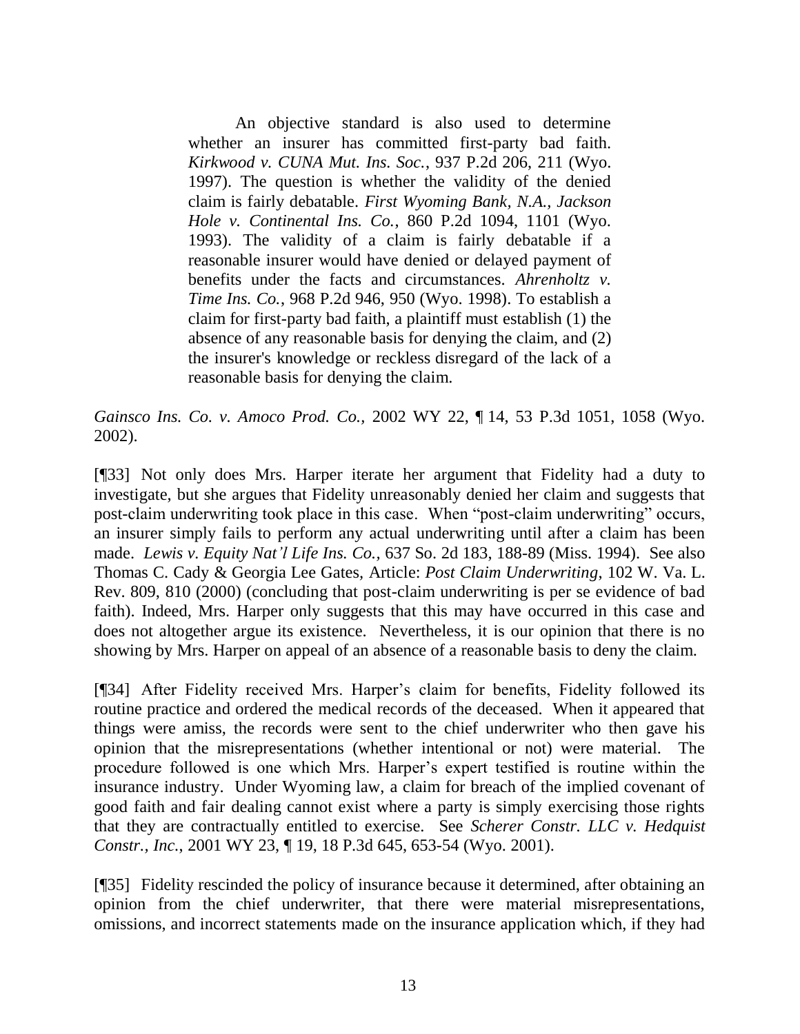> An objective standard is also used to determine whether an insurer has committed first-party bad faith. *Kirkwood v. CUNA Mut. Ins. Soc.*, 937 P.2d 206, 211 (Wyo. 1997). The question is whether the validity of the denied claim is fairly debatable. *First Wyoming Bank, N.A., Jackson Hole v. Continental Ins. Co.*, 860 P.2d 1094, 1101 (Wyo. 1993). The validity of a claim is fairly debatable if a reasonable insurer would have denied or delayed payment of benefits under the facts and circumstances. *Ahrenholtz v. Time Ins. Co.*, 968 P.2d 946, 950 (Wyo. 1998). To establish a claim for first-party bad faith, a plaintiff must establish (1) the absence of any reasonable basis for denying the claim, and (2) the insurer's knowledge or reckless disregard of the lack of a reasonable basis for denying the claim.

*Gainsco Ins. Co. v. Amoco Prod. Co.*, 2002 WY 22, ¶ 14, 53 P.3d 1051, 1058 (Wyo. 2002).

[¶33] Not only does Mrs. Harper iterate her argument that Fidelity had a duty to investigate, but she argues that Fidelity unreasonably denied her claim and suggests that post-claim underwriting took place in this case. When "post-claim underwriting" occurs, an insurer simply fails to perform any actual underwriting until after a claim has been made. *Lewis v. Equity Nat'l Life Ins. Co.*, 637 So. 2d 183, 188-89 (Miss. 1994). See also Thomas C. Cady & Georgia Lee Gates, Article: *Post Claim Underwriting*, 102 W. Va. L. Rev. 809, 810 (2000) (concluding that post-claim underwriting is per se evidence of bad faith). Indeed, Mrs. Harper only suggests that this may have occurred in this case and does not altogether argue its existence. Nevertheless, it is our opinion that there is no showing by Mrs. Harper on appeal of an absence of a reasonable basis to deny the claim.

[¶34] After Fidelity received Mrs. Harper's claim for benefits, Fidelity followed its routine practice and ordered the medical records of the deceased. When it appeared that things were amiss, the records were sent to the chief underwriter who then gave his opinion that the misrepresentations (whether intentional or not) were material. The procedure followed is one which Mrs. Harper's expert testified is routine within the insurance industry. Under Wyoming law, a claim for breach of the implied covenant of good faith and fair dealing cannot exist where a party is simply exercising those rights that they are contractually entitled to exercise. See *Scherer Constr. LLC v. Hedquist Constr., Inc.*, 2001 WY 23, ¶ 19, 18 P.3d 645, 653-54 (Wyo. 2001).

[¶35] Fidelity rescinded the policy of insurance because it determined, after obtaining an opinion from the chief underwriter, that there were material misrepresentations, omissions, and incorrect statements made on the insurance application which, if they had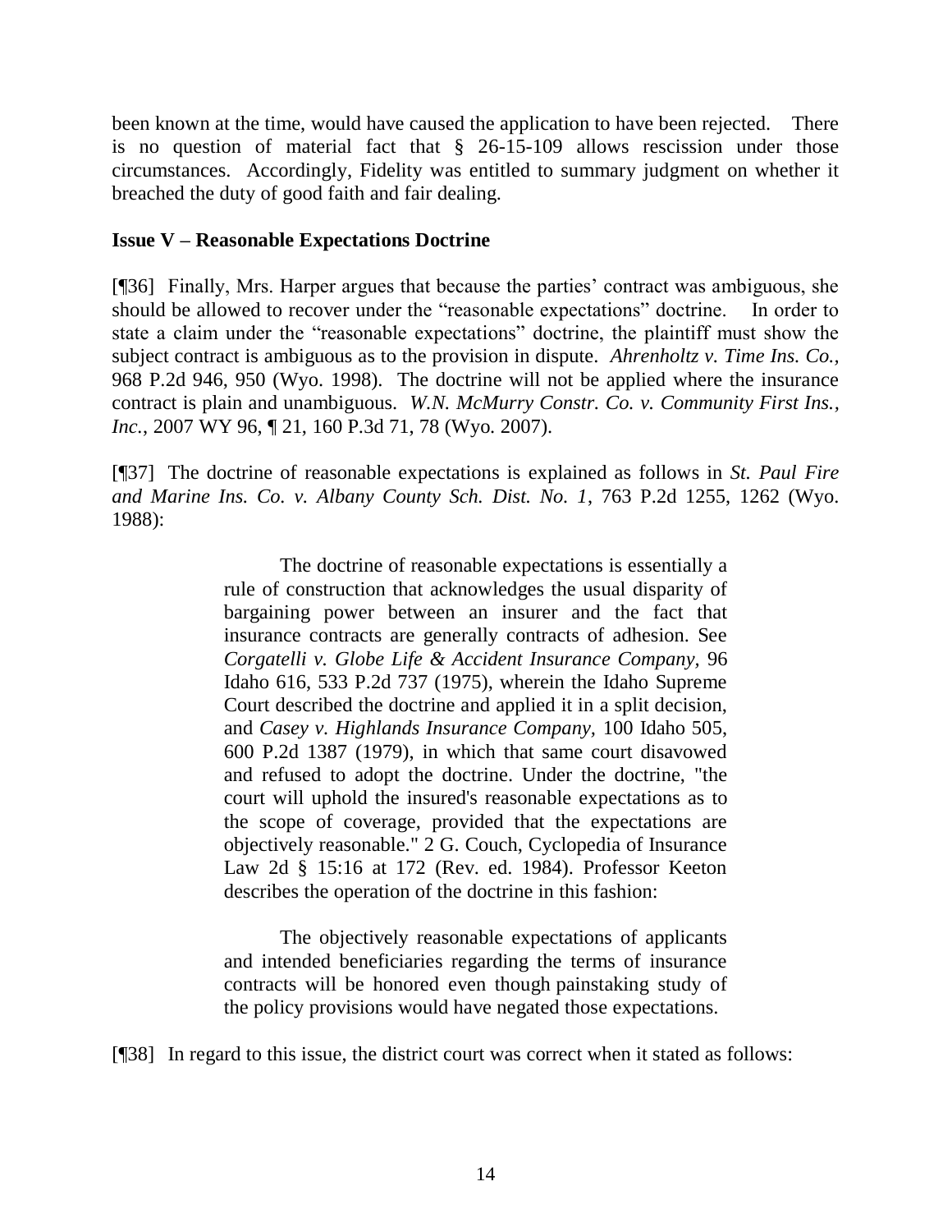been known at the time, would have caused the application to have been rejected. There is no question of material fact that § 26-15-109 allows rescission under those circumstances. Accordingly, Fidelity was entitled to summary judgment on whether it breached the duty of good faith and fair dealing.

**Issue V – Reasonable Expectations Doctrine**

[¶36] Finally, Mrs. Harper argues that because the parties' contract was ambiguous, she should be allowed to recover under the "reasonable expectations" doctrine. In order to state a claim under the "reasonable expectations" doctrine, the plaintiff must show the subject contract is ambiguous as to the provision in dispute. *Ahrenholtz v. Time Ins. Co.*, 968 P.2d 946, 950 (Wyo. 1998). The doctrine will not be applied where the insurance contract is plain and unambiguous. *W.N. McMurry Constr. Co. v. Community First Ins., Inc.*, 2007 WY 96, ¶ 21, 160 P.3d 71, 78 (Wyo. 2007).

[¶37] The doctrine of reasonable expectations is explained as follows in *St. Paul Fire and Marine Ins. Co. v. Albany County Sch. Dist. No. 1*, 763 P.2d 1255, 1262 (Wyo. 1988):

> The doctrine of reasonable expectations is essentially a rule of construction that acknowledges the usual disparity of bargaining power between an insurer and the fact that insurance contracts are generally contracts of adhesion. See *Corgatelli v. Globe Life & Accident Insurance Company,* 96 Idaho 616, 533 P.2d 737 (1975), wherein the Idaho Supreme Court described the doctrine and applied it in a split decision, and *Casey v. Highlands Insurance Company*, 100 Idaho 505, 600 P.2d 1387 (1979), in which that same court disavowed and refused to adopt the doctrine. Under the doctrine, "the court will uphold the insured's reasonable expectations as to the scope of coverage, provided that the expectations are objectively reasonable." 2 G. Couch, Cyclopedia of Insurance Law 2d § 15:16 at 172 (Rev. ed. 1984). Professor Keeton describes the operation of the doctrine in this fashion:
>
> > The objectively reasonable expectations of applicants and intended beneficiaries regarding the terms of insurance contracts will be honored even though painstaking study of the policy provisions would have negated those expectations.

[¶38] In regard to this issue, the district court was correct when it stated as follows: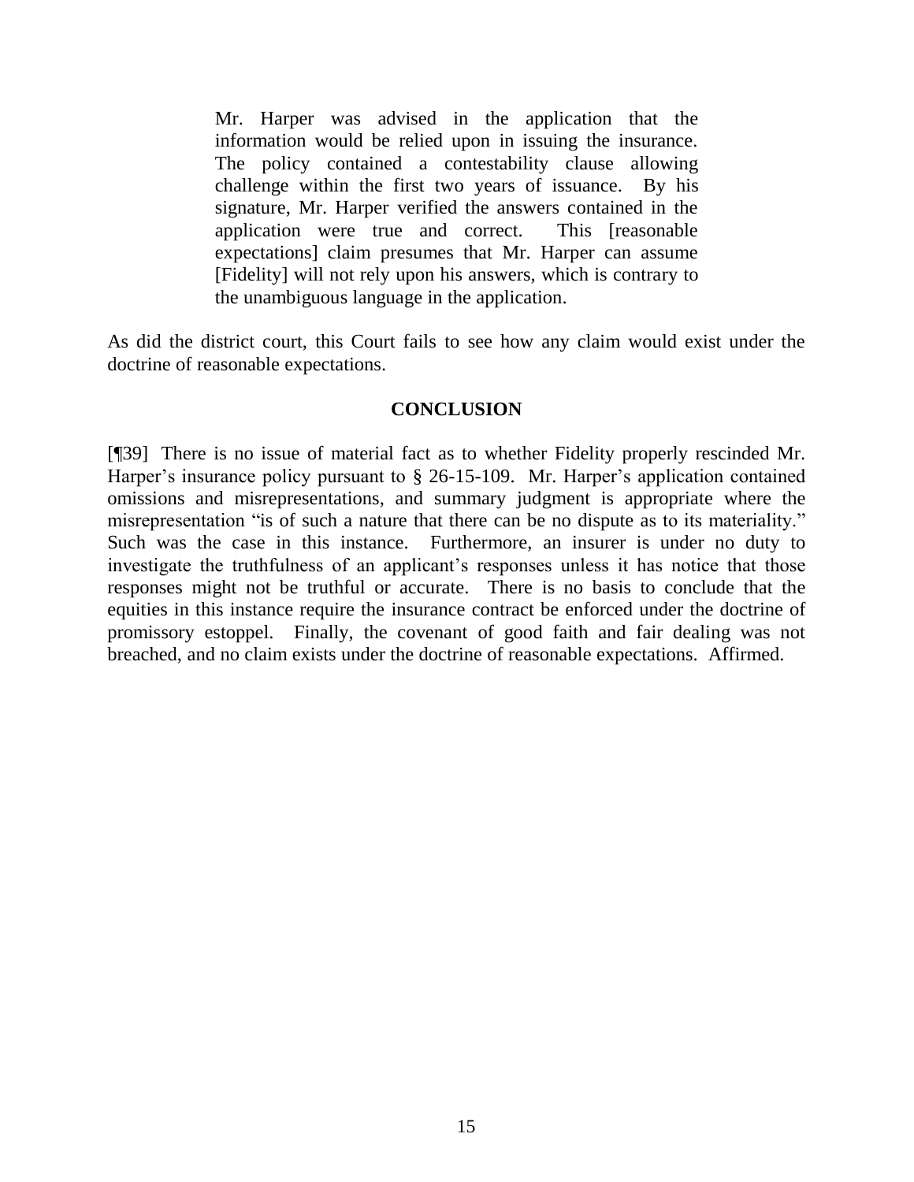> Mr. Harper was advised in the application that the information would be relied upon in issuing the insurance. The policy contained a contestability clause allowing challenge within the first two years of issuance. By his signature, Mr. Harper verified the answers contained in the application were true and correct. This [reasonable expectations] claim presumes that Mr. Harper can assume [Fidelity] will not rely upon his answers, which is contrary to the unambiguous language in the application.

As did the district court, this Court fails to see how any claim would exist under the doctrine of reasonable expectations.

## CONCLUSION

[¶39] There is no issue of material fact as to whether Fidelity properly rescinded Mr. Harper's insurance policy pursuant to § 26-15-109. Mr. Harper's application contained omissions and misrepresentations, and summary judgment is appropriate where the misrepresentation "is of such a nature that there can be no dispute as to its materiality." Such was the case in this instance. Furthermore, an insurer is under no duty to investigate the truthfulness of an applicant's responses unless it has notice that those responses might not be truthful or accurate. There is no basis to conclude that the equities in this instance require the insurance contract be enforced under the doctrine of promissory estoppel. Finally, the covenant of good faith and fair dealing was not breached, and no claim exists under the doctrine of reasonable expectations. Affirmed.